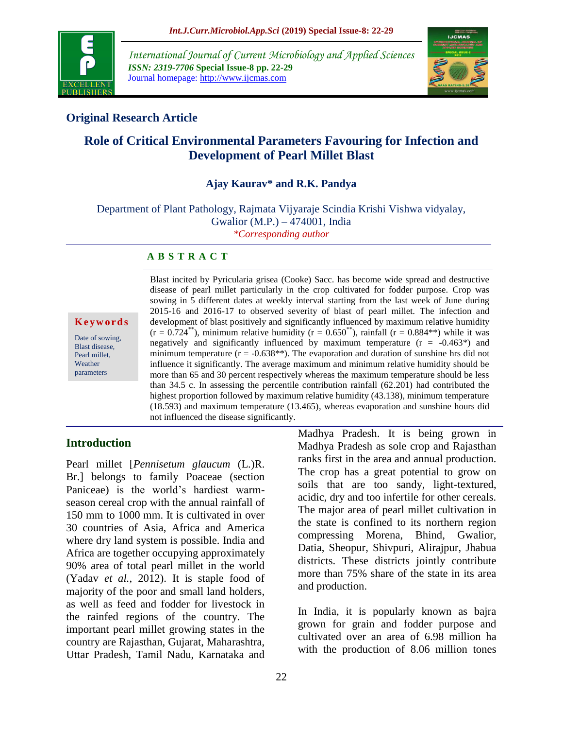## Original Research Article

# Role of Critical Environmental Parameters Favouring for Infection and Development of Pearl Millet Blast

**Ajay Kaurav* and R.K. Pandya**

Department of Plant Pathology, Rajmata Vijyaraje Scindia Krishi Vishwa vidyalay, Gwalior (M.P.) – 474001, India

*\*Corresponding author*

### A B S T R A C T

**Keywords**

Date of sowing, Blast disease, Pearl millet, Weather parameters

Blast incited by Pyricularia grisea (Cooke) Sacc. has become wide spread and destructive disease of pearl millet particularly in the crop cultivated for fodder purpose. Crop was sowing in 5 different dates at weekly interval starting from the last week of June during 2015-16 and 2016-17 to observed severity of blast of pearl millet. The infection and development of blast positively and significantly influenced by maximum relative humidity ($r = 0.724^{**}$), minimum relative humidity ($r = 0.650^{**}$), rainfall ($r = 0.884^{**}$) while it was negatively and significantly influenced by maximum temperature ($r = -0.463^{*}$) and minimum temperature ($r = -0.638^{**}$). The evaporation and duration of sunshine hrs did not influence it significantly. The average maximum and minimum relative humidity should be more than 65 and 30 percent respectively whereas the maximum temperature should be less than 34.5 c. In assessing the percentile contribution rainfall (62.201) had contributed the highest proportion followed by maximum relative humidity (43.138), minimum temperature (18.593) and maximum temperature (13.465), whereas evaporation and sunshine hours did not influenced the disease significantly.

## Introduction

Pearl millet [*Pennisetum glaucum* (L.)R. Br.] belongs to family Poaceae (section Paniceae) is the world's hardiest warm-season cereal crop with the annual rainfall of 150 mm to 1000 mm. It is cultivated in over 30 countries of Asia, Africa and America where dry land system is possible. India and Africa are together occupying approximately 90% area of total pearl millet in the world (Yadav *et al.*, 2012). It is staple food of majority of the poor and small land holders, as well as feed and fodder for livestock in the rainfed regions of the country. The important pearl millet growing states in the country are Rajasthan, Gujarat, Maharashtra, Uttar Pradesh, Tamil Nadu, Karnataka and Madhya Pradesh. It is being grown in Madhya Pradesh as sole crop and Rajasthan ranks first in the area and annual production. The crop has a great potential to grow on soils that are too sandy, light-textured, acidic, dry and too infertile for other cereals. The major area of pearl millet cultivation in the state is confined to its northern region compressing Morena, Bhind, Gwalior, Datia, Sheopur, Shivpuri, Alirajpur, Jhabua districts. These districts jointly contribute more than 75% share of the state in its area and production.

In India, it is popularly known as bajra grown for grain and fodder purpose and cultivated over an area of 6.98 million ha with the production of 8.06 million tones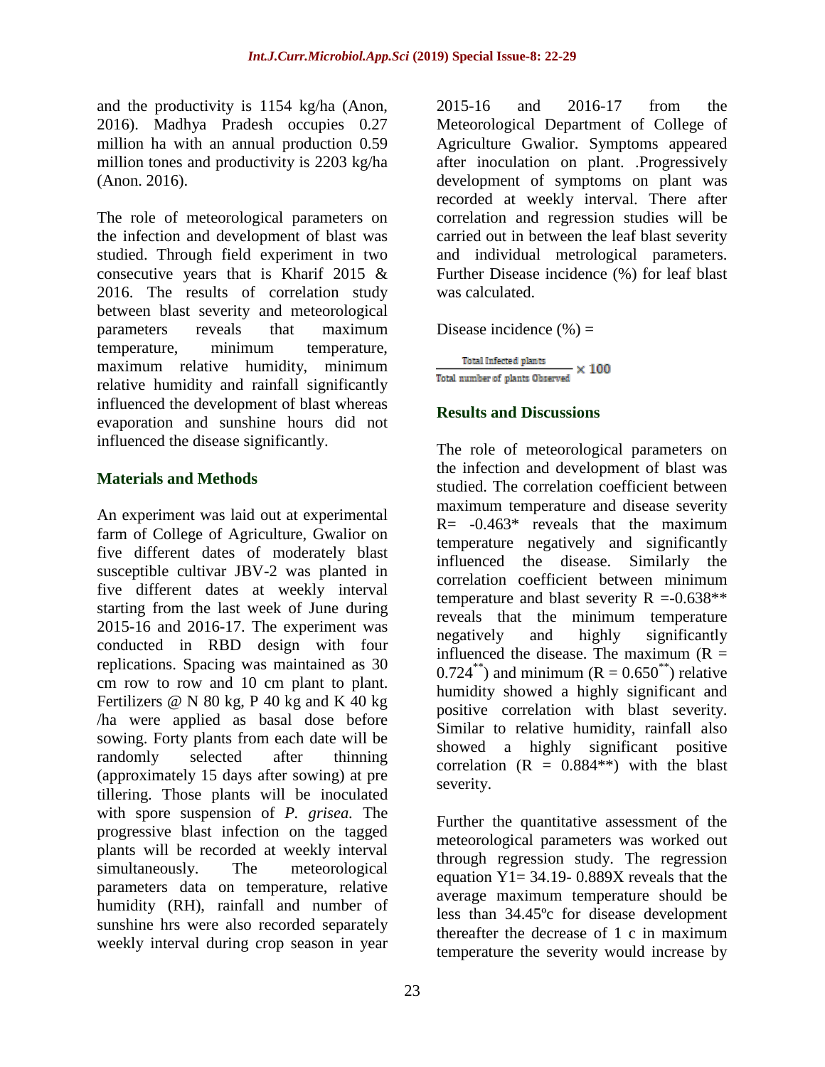and the productivity is 1154 kg/ha (Anon, 2016). Madhya Pradesh occupies 0.27 million ha with an annual production 0.59 million tones and productivity is 2203 kg/ha (Anon. 2016).

The role of meteorological parameters on the infection and development of blast was studied. Through field experiment in two consecutive years that is Kharif 2015 & 2016. The results of correlation study between blast severity and meteorological parameters reveals that maximum temperature, minimum temperature, maximum relative humidity, minimum relative humidity and rainfall significantly influenced the development of blast whereas evaporation and sunshine hours did not influenced the disease significantly.

## Materials and Methods

An experiment was laid out at experimental farm of College of Agriculture, Gwalior on five different dates of moderately blast susceptible cultivar JBV-2 was planted in five different dates at weekly interval starting from the last week of June during 2015-16 and 2016-17. The experiment was conducted in RBD design with four replications. Spacing was maintained as 30 cm row to row and 10 cm plant to plant. Fertilizers @ N 80 kg, P 40 kg and K 40 kg /ha were applied as basal dose before sowing. Forty plants from each date will be randomly selected after thinning (approximately 15 days after sowing) at pre tillering. Those plants will be inoculated with spore suspension of *P. grisea.* The progressive blast infection on the tagged plants will be recorded at weekly interval simultaneously. The meteorological parameters data on temperature, relative humidity (RH), rainfall and number of sunshine hrs were also recorded separately weekly interval during crop season in year 2015-16 and 2016-17 from the Meteorological Department of College of Agriculture Gwalior. Symptoms appeared after inoculation on plant. .Progressively development of symptoms on plant was recorded at weekly interval. There after correlation and regression studies will be carried out in between the leaf blast severity and individual metrological parameters. Further Disease incidence (%) for leaf blast was calculated.

Disease incidence (%) =

$$\frac{\text{Total Infected plants}}{\text{Total number of plants Observed}} \times 100$$

## Results and Discussions

The role of meteorological parameters on the infection and development of blast was studied. The correlation coefficient between maximum temperature and disease severity R= -0.463* reveals that the maximum temperature negatively and significantly influenced the disease. Similarly the correlation coefficient between minimum temperature and blast severity R =-0.638** reveals that the minimum temperature negatively and highly significantly influenced the disease. The maximum (R = 0.724**) and minimum (R = 0.650**) relative humidity showed a highly significant and positive correlation with blast severity. Similar to relative humidity, rainfall also showed a highly significant positive correlation (R = 0.884**) with the blast severity.

Further the quantitative assessment of the meteorological parameters was worked out through regression study. The regression equation Y1= 34.19- 0.889X reveals that the average maximum temperature should be less than 34.45ºc for disease development thereafter the decrease of 1 c in maximum temperature the severity would increase by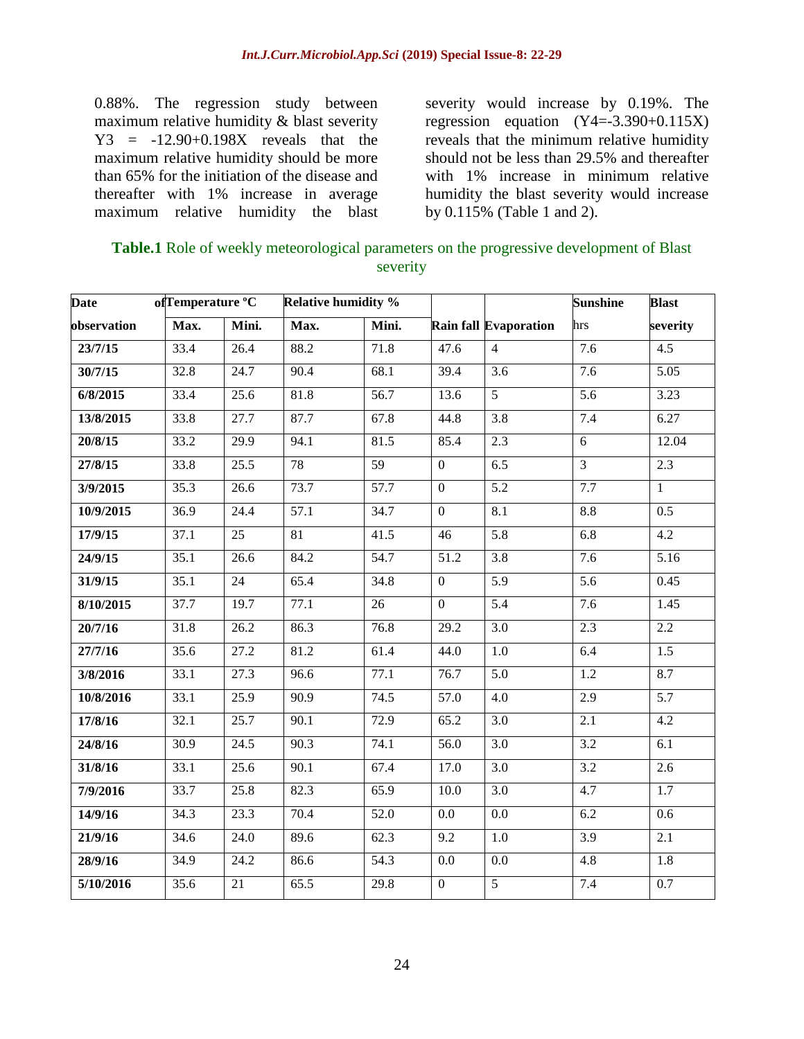0.88%. The regression study between maximum relative humidity & blast severity Y3 = -12.90+0.198X reveals that the maximum relative humidity should be more than 65% for the initiation of the disease and thereafter with 1% increase in average maximum relative humidity the blast severity would increase by 0.19%. The regression equation (Y4=-3.390+0.115X) reveals that the minimum relative humidity should not be less than 29.5% and thereafter with 1% increase in minimum relative humidity the blast severity would increase by 0.115% (Table 1 and 2).

**Table.1** Role of weekly meteorological parameters on the progressive development of Blast severity

| Date of observation | Temperature °C | | Relative humidity % | | Rain fall | Evaporation | Sunshine hrs | Blast severity |
|---|---|---|---|---|---|---|---|---|
| | Max. | Mini. | Max. | Mini. | | | | |
| 23/7/15 | 33.4 | 26.4 | 88.2 | 71.8 | 47.6 | 4 | 7.6 | 4.5 |
| 30/7/15 | 32.8 | 24.7 | 90.4 | 68.1 | 39.4 | 3.6 | 7.6 | 5.05 |
| 6/8/2015 | 33.4 | 25.6 | 81.8 | 56.7 | 13.6 | 5 | 5.6 | 3.23 |
| 13/8/2015 | 33.8 | 27.7 | 87.7 | 67.8 | 44.8 | 3.8 | 7.4 | 6.27 |
| 20/8/15 | 33.2 | 29.9 | 94.1 | 81.5 | 85.4 | 2.3 | 6 | 12.04 |
| 27/8/15 | 33.8 | 25.5 | 78 | 59 | 0 | 6.5 | 3 | 2.3 |
| 3/9/2015 | 35.3 | 26.6 | 73.7 | 57.7 | 0 | 5.2 | 7.7 | 1 |
| 10/9/2015 | 36.9 | 24.4 | 57.1 | 34.7 | 0 | 8.1 | 8.8 | 0.5 |
| 17/9/15 | 37.1 | 25 | 81 | 41.5 | 46 | 5.8 | 6.8 | 4.2 |
| 24/9/15 | 35.1 | 26.6 | 84.2 | 54.7 | 51.2 | 3.8 | 7.6 | 5.16 |
| 31/9/15 | 35.1 | 24 | 65.4 | 34.8 | 0 | 5.9 | 5.6 | 0.45 |
| 8/10/2015 | 37.7 | 19.7 | 77.1 | 26 | 0 | 5.4 | 7.6 | 1.45 |
| 20/7/16 | 31.8 | 26.2 | 86.3 | 76.8 | 29.2 | 3.0 | 2.3 | 2.2 |
| 27/7/16 | 35.6 | 27.2 | 81.2 | 61.4 | 44.0 | 1.0 | 6.4 | 1.5 |
| 3/8/2016 | 33.1 | 27.3 | 96.6 | 77.1 | 76.7 | 5.0 | 1.2 | 8.7 |
| 10/8/2016 | 33.1 | 25.9 | 90.9 | 74.5 | 57.0 | 4.0 | 2.9 | 5.7 |
| 17/8/16 | 32.1 | 25.7 | 90.1 | 72.9 | 65.2 | 3.0 | 2.1 | 4.2 |
| 24/8/16 | 30.9 | 24.5 | 90.3 | 74.1 | 56.0 | 3.0 | 3.2 | 6.1 |
| 31/8/16 | 33.1 | 25.6 | 90.1 | 67.4 | 17.0 | 3.0 | 3.2 | 2.6 |
| 7/9/2016 | 33.7 | 25.8 | 82.3 | 65.9 | 10.0 | 3.0 | 4.7 | 1.7 |
| 14/9/16 | 34.3 | 23.3 | 70.4 | 52.0 | 0.0 | 0.0 | 6.2 | 0.6 |
| 21/9/16 | 34.6 | 24.0 | 89.6 | 62.3 | 9.2 | 1.0 | 3.9 | 2.1 |
| 28/9/16 | 34.9 | 24.2 | 86.6 | 54.3 | 0.0 | 0.0 | 4.8 | 1.8 |
| 5/10/2016 | 35.6 | 21 | 65.5 | 29.8 | 0 | 5 | 7.4 | 0.7 |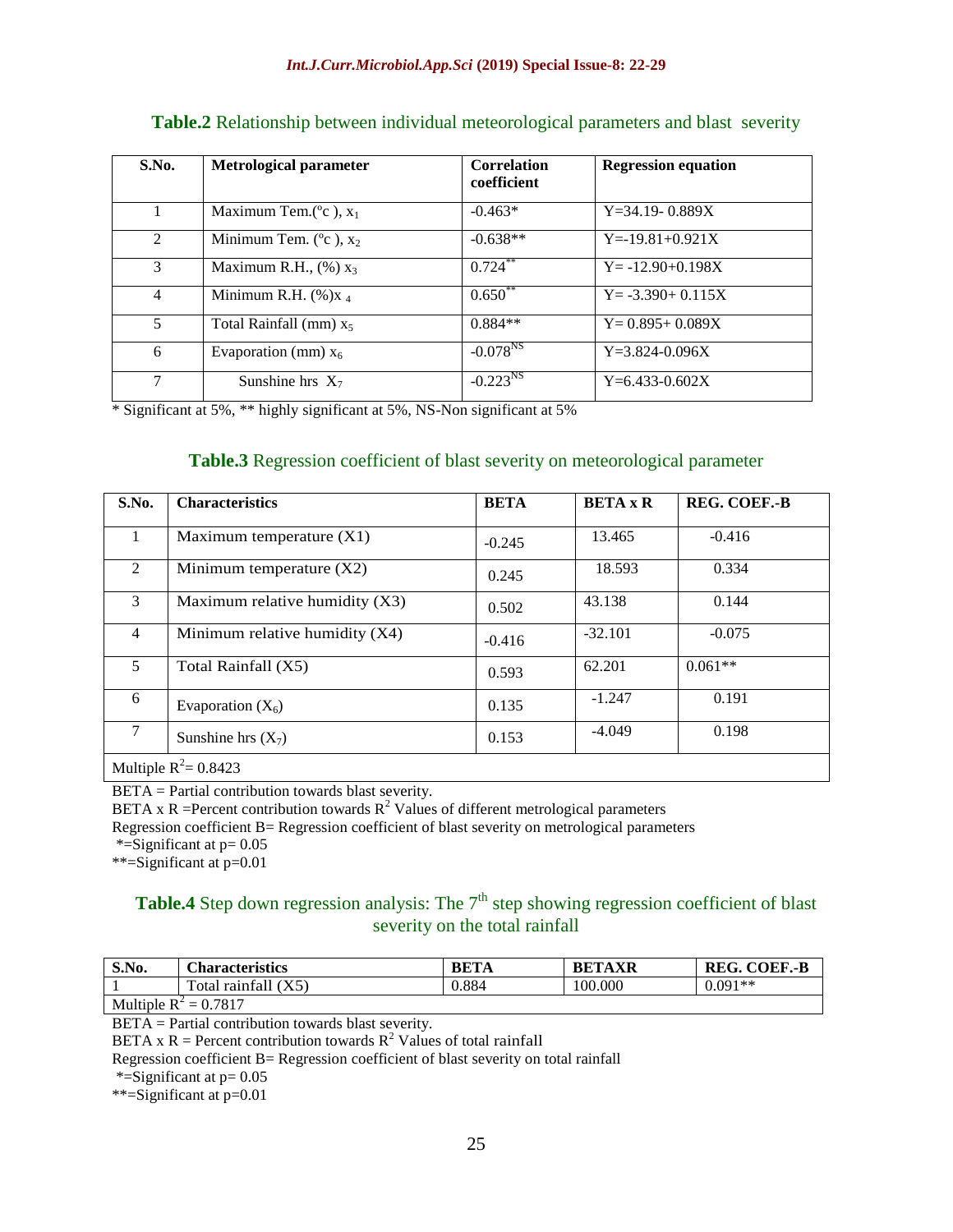**Table.2** Relationship between individual meteorological parameters and blast severity

| S.No. | Metrological parameter | Correlation coefficient | Regression equation |
|---|---|---|---|
| 1 | Maximum Tem.(°c ), $x_1$ | -0.463* | Y=34.19- 0.889X |
| 2 | Minimum Tem. (°c ), $x_2$ | -0.638** | Y=-19.81+0.921X |
| 3 | Maximum R.H., (%) $x_3$ | $0.724^{**}$ | Y= -12.90+0.198X |
| 4 | Minimum R.H. (%)$x_4$ | $0.650^{**}$ | Y= -3.390+ 0.115X |
| 5 | Total Rainfall (mm) $x_5$ | 0.884** | Y= 0.895+ 0.089X |
| 6 | Evaporation (mm) $x_6$ | $-0.078^{NS}$ | Y=3.824-0.096X |
| 7 | Sunshine hrs $X_7$ | $-0.223^{NS}$ | Y=6.433-0.602X |

* Significant at 5%, ** highly significant at 5%, NS-Non significant at 5%

**Table.3** Regression coefficient of blast severity on meteorological parameter

| S.No. | Characteristics | BETA | BETA x R | REG. COEF.-B |
|---|---|---|---|---|
| 1 | Maximum temperature (X1) | -0.245 | 13.465 | -0.416 |
| 2 | Minimum temperature (X2) | 0.245 | 18.593 | 0.334 |
| 3 | Maximum relative humidity (X3) | 0.502 | 43.138 | 0.144 |
| 4 | Minimum relative humidity (X4) | -0.416 | -32.101 | -0.075 |
| 5 | Total Rainfall (X5) | 0.593 | 62.201 | 0.061** |
| 6 | Evaporation ($X_6$) | 0.135 | -1.247 | 0.191 |
| 7 | Sunshine hrs ($X_7$) | 0.153 | -4.049 | 0.198 |
| Multiple $R^2$= 0.8423 | | | | |

BETA = Partial contribution towards blast severity.
BETA x R =Percent contribution towards $R^2$ Values of different metrological parameters
Regression coefficient B= Regression coefficient of blast severity on metrological parameters
*=Significant at p= 0.05
**=Significant at p=0.01

**Table.4** Step down regression analysis: The 7th step showing regression coefficient of blast severity on the total rainfall

| S.No. | Characteristics | BETA | BETAXR | REG. COEF.-B |
|---|---|---|---|---|
| 1 | Total rainfall (X5) | 0.884 | 100.000 | 0.091** |
| Multiple $R^2$ = 0.7817 | | | | |

BETA = Partial contribution towards blast severity.
BETA x R = Percent contribution towards $R^2$ Values of total rainfall
Regression coefficient B= Regression coefficient of blast severity on total rainfall
*=Significant at p= 0.05
**=Significant at p=0.01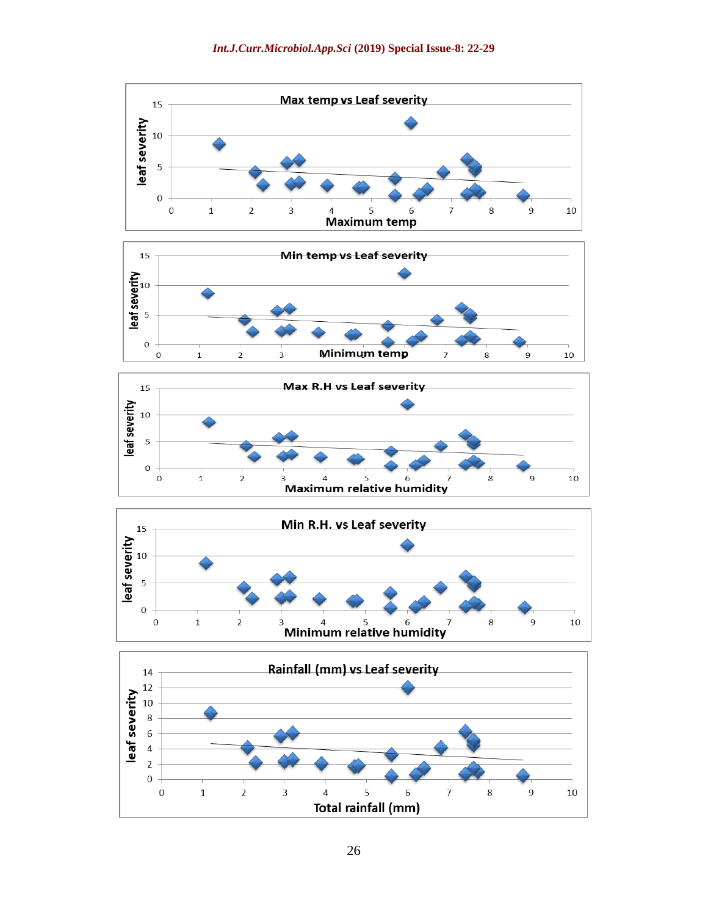**Max temp vs Leaf severity**

leaf severity

Maximum temp

**Min temp vs Leaf severity**

leaf severity

Minimum temp

**Max R.H vs Leaf severity**

leaf severity

Maximum relative humidity

**Min R.H. vs Leaf severity**

leaf severity

Minimum relative humidity

**Rainfall (mm) vs Leaf severity**

leaf severity

Total rainfall (mm)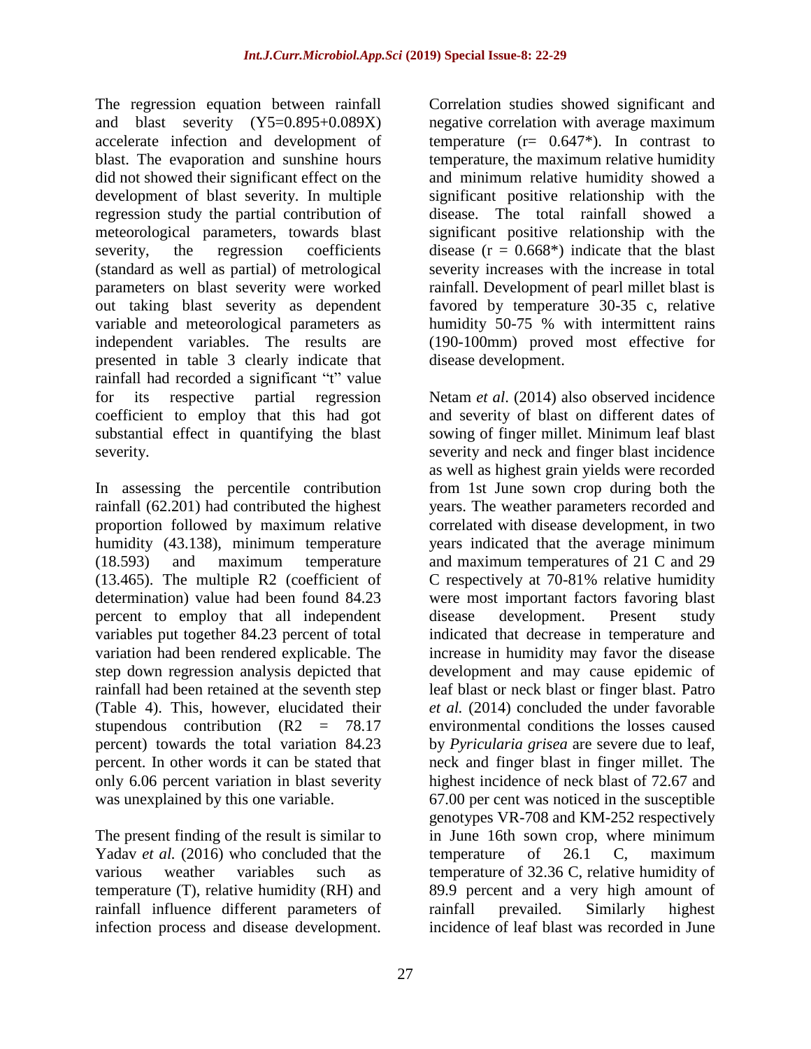The regression equation between rainfall and blast severity ($Y5=0.895+0.089X$) accelerate infection and development of blast. The evaporation and sunshine hours did not showed their significant effect on the development of blast severity. In multiple regression study the partial contribution of meteorological parameters, towards blast severity, the regression coefficients (standard as well as partial) of metrological parameters on blast severity were worked out taking blast severity as dependent variable and meteorological parameters as independent variables. The results are presented in table 3 clearly indicate that rainfall had recorded a significant "t" value for its respective partial regression coefficient to employ that this had got substantial effect in quantifying the blast severity.

In assessing the percentile contribution rainfall (62.201) had contributed the highest proportion followed by maximum relative humidity (43.138), minimum temperature (18.593) and maximum temperature (13.465). The multiple $R^2$ (coefficient of determination) value had been found 84.23 percent to employ that all independent variables put together 84.23 percent of total variation had been rendered explicable. The step down regression analysis depicted that rainfall had been retained at the seventh step (Table 4). This, however, elucidated their stupendous contribution ($R^2$ = 78.17 percent) towards the total variation 84.23 percent. In other words it can be stated that only 6.06 percent variation in blast severity was unexplained by this one variable.

The present finding of the result is similar to Yadav *et al.* (2016) who concluded that the various weather variables such as temperature (T), relative humidity (RH) and rainfall influence different parameters of infection process and disease development. Correlation studies showed significant and negative correlation with average maximum temperature (r= 0.647*). In contrast to temperature, the maximum relative humidity and minimum relative humidity showed a significant positive relationship with the disease. The total rainfall showed a significant positive relationship with the disease (r = 0.668*) indicate that the blast severity increases with the increase in total rainfall. Development of pearl millet blast is favored by temperature 30-35 c, relative humidity 50-75 % with intermittent rains (190-100mm) proved most effective for disease development.

Netam *et al*. (2014) also observed incidence and severity of blast on different dates of sowing of finger millet. Minimum leaf blast severity and neck and finger blast incidence as well as highest grain yields were recorded from 1st June sown crop during both the years. The weather parameters recorded and correlated with disease development, in two years indicated that the average minimum and maximum temperatures of 21 C and 29 C respectively at 70-81% relative humidity were most important factors favoring blast disease development. Present study indicated that decrease in temperature and increase in humidity may favor the disease development and may cause epidemic of leaf blast or neck blast or finger blast. Patro *et al.* (2014) concluded the under favorable environmental conditions the losses caused by *Pyricularia grisea* are severe due to leaf, neck and finger blast in finger millet. The highest incidence of neck blast of 72.67 and 67.00 per cent was noticed in the susceptible genotypes VR-708 and KM-252 respectively in June 16th sown crop, where minimum temperature of 26.1 C, maximum temperature of 32.36 C, relative humidity of 89.9 percent and a very high amount of rainfall prevailed. Similarly highest incidence of leaf blast was recorded in June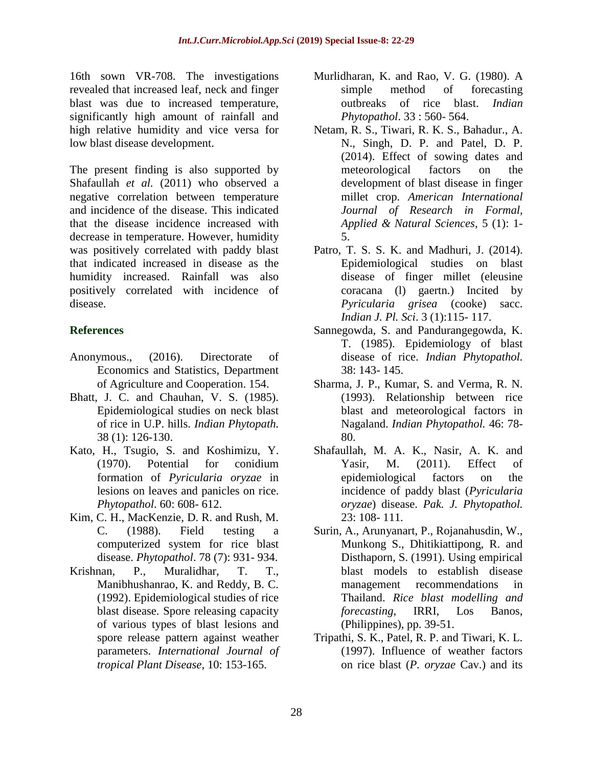16th sown VR-708. The investigations revealed that increased leaf, neck and finger blast was due to increased temperature, significantly high amount of rainfall and high relative humidity and vice versa for low blast disease development.

The present finding is also supported by Shafaullah *et al.* (2011) who observed a negative correlation between temperature and incidence of the disease. This indicated that the disease incidence increased with decrease in temperature. However, humidity was positively correlated with paddy blast that indicated increased in disease as the humidity increased. Rainfall was also positively correlated with incidence of disease.

## References

- Anonymous., (2016). Directorate of Economics and Statistics, Department of Agriculture and Cooperation. 154.
- Bhatt, J. C. and Chauhan, V. S. (1985). Epidemiological studies on neck blast of rice in U.P. hills. *Indian Phytopath.* 38 (1): 126-130.
- Kato, H., Tsugio, S. and Koshimizu, Y. (1970). Potential for conidium formation of *Pyricularia oryzae* in lesions on leaves and panicles on rice. *Phytopathol*. 60: 608- 612.
- Kim, C. H., MacKenzie, D. R. and Rush, M. C. (1988). Field testing a computerized system for rice blast disease. *Phytopathol*. 78 (7): 931- 934.
- Krishnan, P., Muralidhar, T. T., Manibhushanrao, K. and Reddy, B. C. (1992). Epidemiological studies of rice blast disease. Spore releasing capacity of various types of blast lesions and spore release pattern against weather parameters. *International Journal of tropical Plant Disease,* 10: 153-165.
- Murlidharan, K. and Rao, V. G. (1980). A simple method of forecasting outbreaks of rice blast. *Indian Phytopathol*. 33 : 560- 564.
- Netam, R. S., Tiwari, R. K. S., Bahadur., A. N., Singh, D. P. and Patel, D. P. (2014). Effect of sowing dates and meteorological factors on the development of blast disease in finger millet crop. *American International Journal of Research in Formal, Applied & Natural Sciences*, 5 (1): 1-5.
- Patro, T. S. S. K. and Madhuri, J. (2014). Epidemiological studies on blast disease of finger millet (eleusine coracana (l) gaertn.) Incited by *Pyricularia grisea* (cooke) sacc. *Indian J. Pl. Sci*. 3 (1):115- 117.
- Sannegowda, S. and Pandurangegowda, K. T. (1985). Epidemiology of blast disease of rice. *Indian Phytopathol.* 38: 143- 145.
- Sharma, J. P., Kumar, S. and Verma, R. N. (1993). Relationship between rice blast and meteorological factors in Nagaland. *Indian Phytopathol.* 46: 78-80.
- Shafaullah, M. A. K., Nasir, A. K. and Yasir, M. (2011). Effect of epidemiological factors on the incidence of paddy blast (*Pyricularia oryzae*) disease. *Pak. J. Phytopathol.* 23: 108- 111.
- Surin, A., Arunyanart, P., Rojanahusdin, W., Munkong S., Dhitikiattipong, R. and Disthaporn, S. (1991). Using empirical blast models to establish disease management recommendations in Thailand. *Rice blast modelling and forecasting*, IRRI, Los Banos, (Philippines), pp. 39-51.
- Tripathi, S. K., Patel, R. P. and Tiwari, K. L. (1997). Influence of weather factors on rice blast (*P. oryzae* Cav.) and its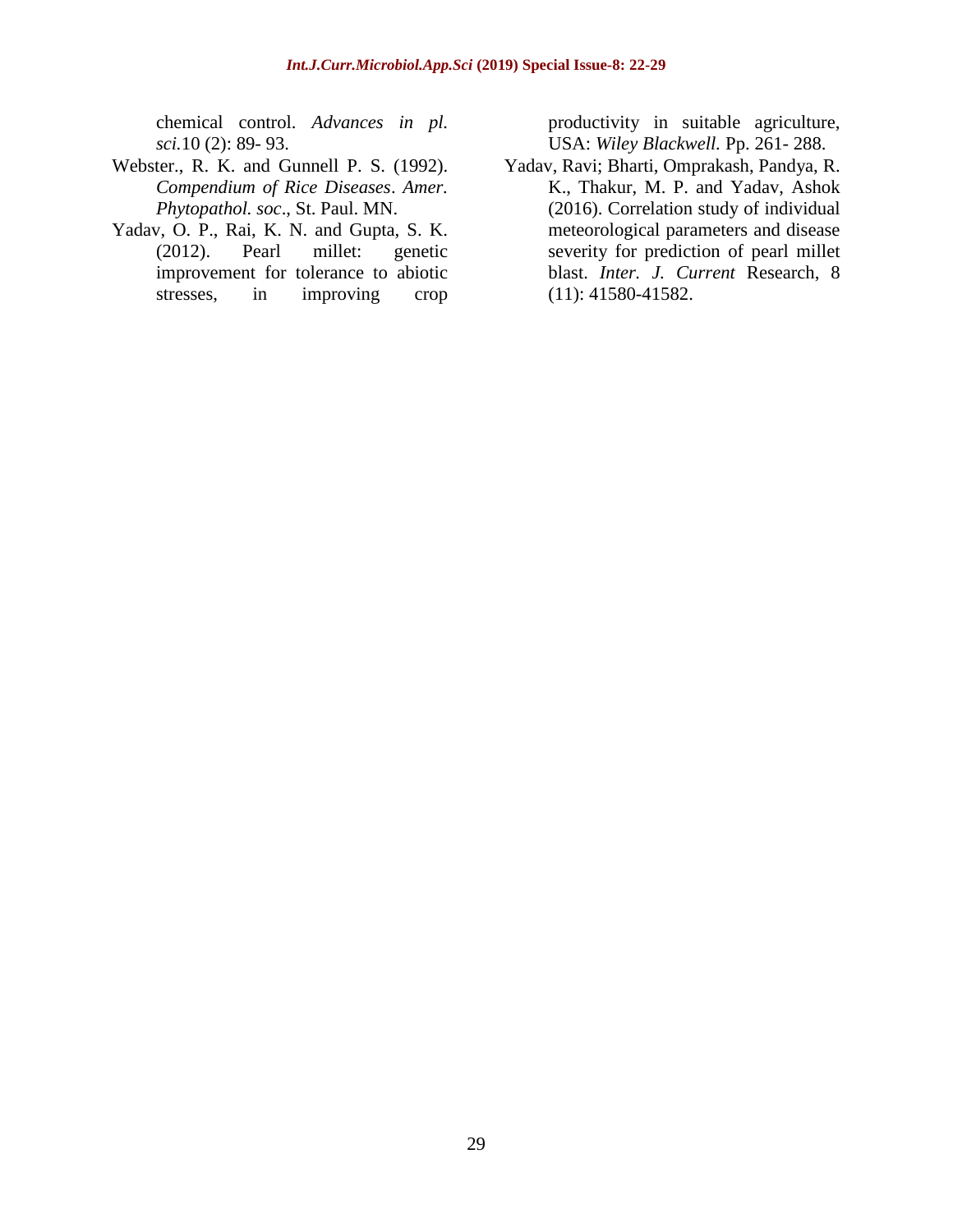chemical control. *Advances in pl. sci.*10 (2): 89- 93.

Webster., R. K. and Gunnell P. S. (1992). *Compendium of Rice Diseases*. *Amer. Phytopathol. soc*., St. Paul. MN.

Yadav, O. P., Rai, K. N. and Gupta, S. K. (2012). Pearl millet: genetic improvement for tolerance to abiotic stresses, in improving crop productivity in suitable agriculture, USA: *Wiley Blackwell.* Pp. 261- 288.

Yadav, Ravi; Bharti, Omprakash, Pandya, R. K., Thakur, M. P. and Yadav, Ashok (2016). Correlation study of individual meteorological parameters and disease severity for prediction of pearl millet blast. *Inter. J. Current* Research, 8 (11): 41580-41582.